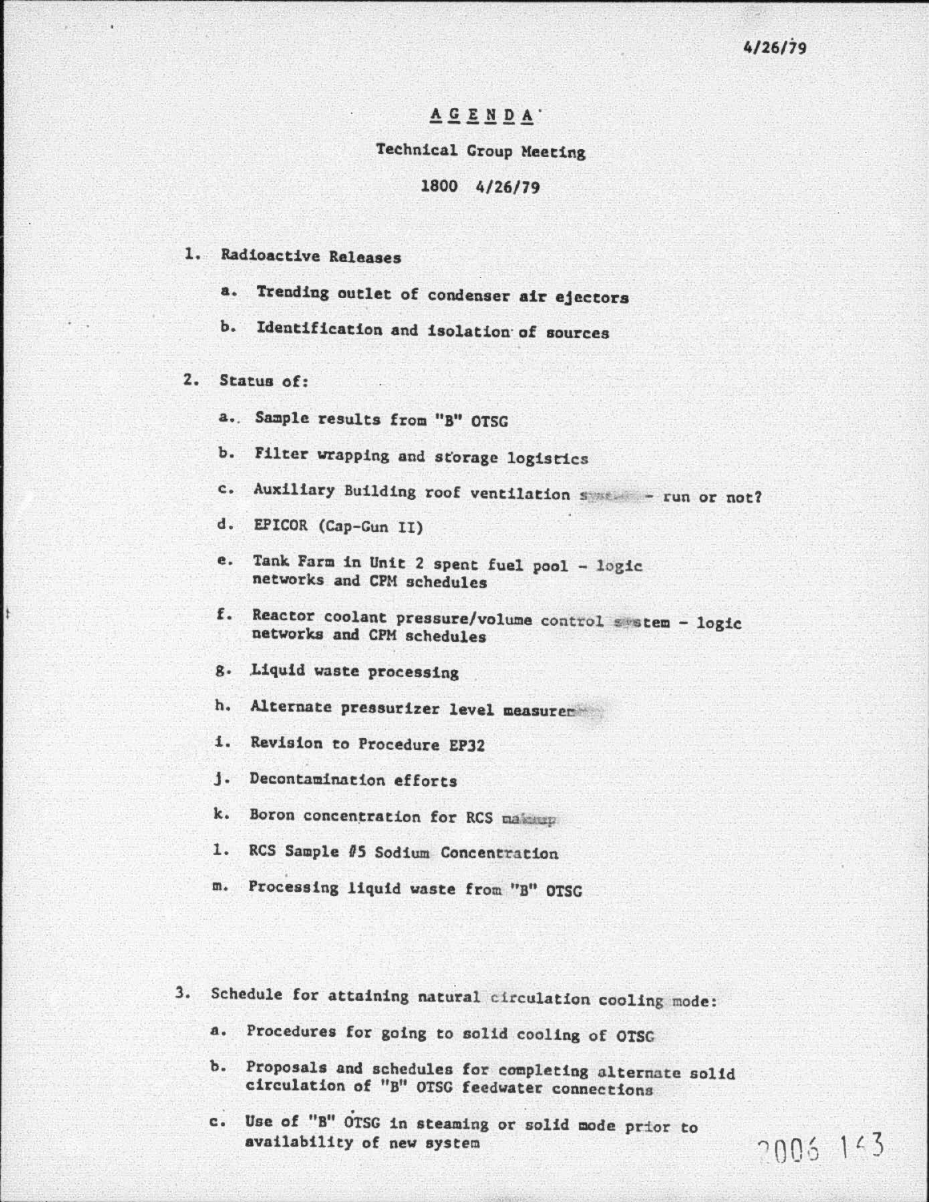4/26/79

# AGENDA

## Technical Group Meeting

## 1800 4/26/79

1. Radioactive Releases

   a. Trending outlet of condenser air ejectors

   b. Identification and isolation of sources

2. Status of:

   a. Sample results from "B" OTSG

   b. Filter wrapping and storage logistics

   c. Auxiliary Building roof ventilation system - run or not?

   d. EPICOR (Cap-Gun II)

   e. Tank Farm in Unit 2 spent fuel pool - logic networks and CPM schedules

   f. Reactor coolant pressure/volume control system - logic networks and CPM schedules

   g. Liquid waste processing

   h. Alternate pressurizer level measurement

   i. Revision to Procedure EP32

   j. Decontamination efforts

   k. Boron concentration for RCS makeup

   l. RCS Sample #5 Sodium Concentration

   m. Processing liquid waste from "B" OTSG

3. Schedule for attaining natural circulation cooling mode:

   a. Procedures for going to solid cooling of OTSG

   b. Proposals and schedules for completing alternate solid circulation of "B" OTSG feedwater connections

   c. Use of "B" OTSG in steaming or solid mode prior to availability of new system

2006 143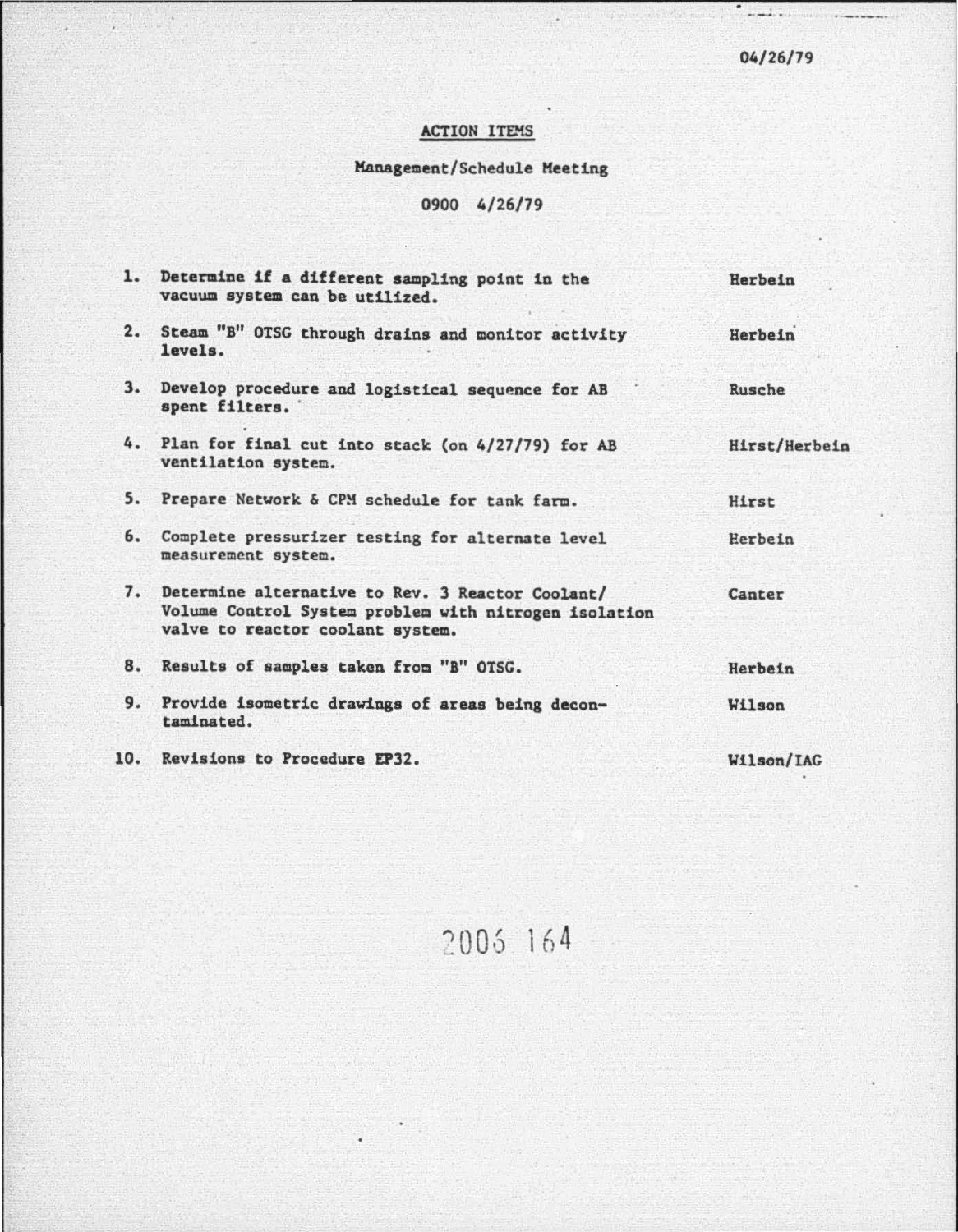04/26/79

## ACTION ITEMS

### Management/Schedule Meeting

### 0900 4/26/79

| | | |
|---|---|---|
| 1. | Determine if a different sampling point in the vacuum system can be utilized. | Herbein |
| 2. | Steam "B" OTSG through drains and monitor activity levels. | Herbein |
| 3. | Develop procedure and logistical sequence for AB spent filters. | Rusche |
| 4. | Plan for final cut into stack (on 4/27/79) for AB ventilation system. | Hirst/Herbein |
| 5. | Prepare Network & CPM schedule for tank farm. | Hirst |
| 6. | Complete pressurizer testing for alternate level measurement system. | Herbein |
| 7. | Determine alternative to Rev. 3 Reactor Coolant/ Volume Control System problem with nitrogen isolation valve to reactor coolant system. | Canter |
| 8. | Results of samples taken from "B" OTSG. | Herbein |
| 9. | Provide isometric drawings of areas being decontaminated. | Wilson |
| 10. | Revisions to Procedure EP32. | Wilson/IAG |

2006 164